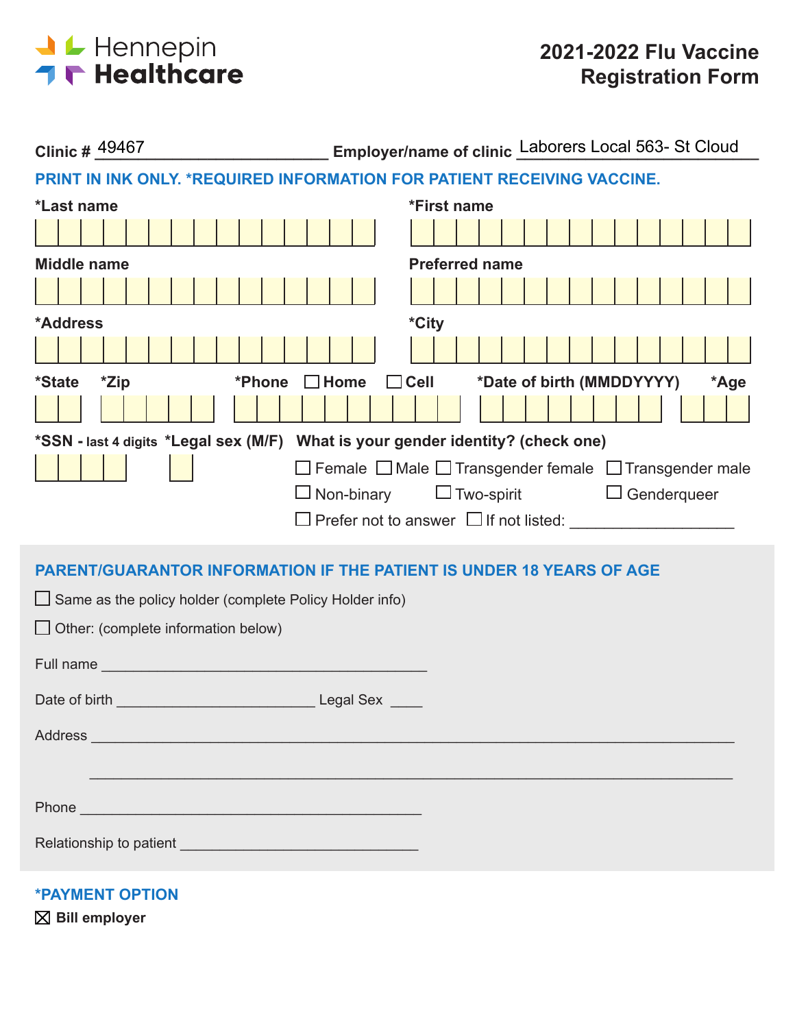Hennepin Healthcare

# 2021-2022 Flu Vaccine Registration Form

**Clinic #** 49467 **Employer/name of clinic** Laborers Local 563- St Cloud

**PRINT IN INK ONLY. *REQUIRED INFORMATION FOR PATIENT RECEIVING VACCINE.**

**\*Last name** 

**\*First name** 

**Middle name** 

**Preferred name** 

**\*Address** 

**\*City** 

**\*State** **\*Zip** **\*Phone** ☐ Home ☐ Cell **\*Date of birth (MMDDYYYY)** **\*Age**

**\*SSN - last 4 digits** **\*Legal sex (M/F)**

**What is your gender identity? (check one)**

☐ Female ☐ Male ☐ Transgender female ☐ Transgender male
☐ Non-binary ☐ Two-spirit ☐ Genderqueer
☐ Prefer not to answer ☐ If not listed: ___________________

## PARENT/GUARANTOR INFORMATION IF THE PATIENT IS UNDER 18 YEARS OF AGE

☐ Same as the policy holder (complete Policy Holder info)

☐ Other: (complete information below)

Full name _________________________________________

Date of birth _________________________ Legal Sex ____

Address _________________________________________________________________________

_________________________________________________________________________

Phone ___________________________________________

Relationship to patient ______________________________

## *PAYMENT OPTION

☒ **Bill employer**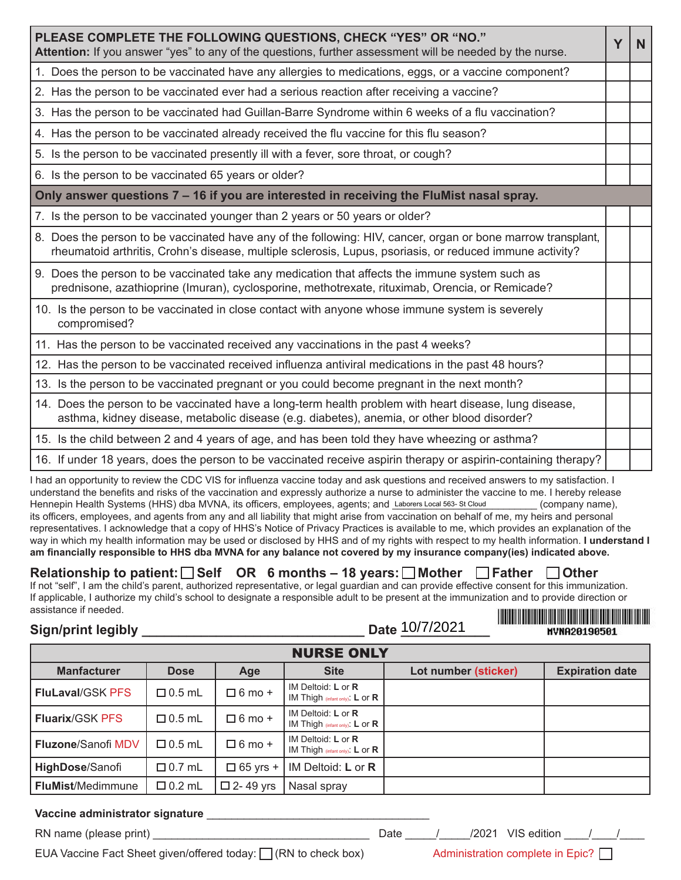| PLEASE COMPLETE THE FOLLOWING QUESTIONS, CHECK "YES" OR "NO." **Attention:** If you answer "yes" to any of the questions, further assessment will be needed by the nurse. | Y | N |
|---|---|---|
| 1. Does the person to be vaccinated have any allergies to medications, eggs, or a vaccine component? | | |
| 2. Has the person to be vaccinated ever had a serious reaction after receiving a vaccine? | | |
| 3. Has the person to be vaccinated had Guillan-Barre Syndrome within 6 weeks of a flu vaccination? | | |
| 4. Has the person to be vaccinated already received the flu vaccine for this flu season? | | |
| 5. Is the person to be vaccinated presently ill with a fever, sore throat, or cough? | | |
| 6. Is the person to be vaccinated 65 years or older? | | |
| **Only answer questions 7 – 16 if you are interested in receiving the FluMist nasal spray.** | | |
| 7. Is the person to be vaccinated younger than 2 years or 50 years or older? | | |
| 8. Does the person to be vaccinated have any of the following: HIV, cancer, organ or bone marrow transplant, rheumatoid arthritis, Crohn's disease, multiple sclerosis, Lupus, psoriasis, or reduced immune activity? | | |
| 9. Does the person to be vaccinated take any medication that affects the immune system such as prednisone, azathioprine (Imuran), cyclosporine, methotrexate, rituximab, Orencia, or Remicade? | | |
| 10. Is the person to be vaccinated in close contact with anyone whose immune system is severely compromised? | | |
| 11. Has the person to be vaccinated received any vaccinations in the past 4 weeks? | | |
| 12. Has the person to be vaccinated received influenza antiviral medications in the past 48 hours? | | |
| 13. Is the person to be vaccinated pregnant or you could become pregnant in the next month? | | |
| 14. Does the person to be vaccinated have a long-term health problem with heart disease, lung disease, asthma, kidney disease, metabolic disease (e.g. diabetes), anemia, or other blood disorder? | | |
| 15. Is the child between 2 and 4 years of age, and has been told they have wheezing or asthma? | | |
| 16. If under 18 years, does the person to be vaccinated receive aspirin therapy or aspirin-containing therapy? | | |

I had an opportunity to review the CDC VIS for influenza vaccine today and ask questions and received answers to my satisfaction. I understand the benefits and risks of the vaccination and expressly authorize a nurse to administer the vaccine to me. I hereby release Hennepin Health Systems (HHS) dba MVNA, its officers, employees, agents; and Laborers Local 563- St Cloud (company name), its officers, employees, and agents from any and all liability that might arise from vaccination on behalf of me, my heirs and personal representatives. I acknowledge that a copy of HHS's Notice of Privacy Practices is available to me, which provides an explanation of the way in which my health information may be used or disclosed by HHS and of my rights with respect to my health information. **I understand I am financially responsible to HHS dba MVNA for any balance not covered by my insurance company(ies) indicated above.**

**Relationship to patient:** ☐ **Self** OR **6 months – 18 years:** ☐ **Mother** ☐ **Father** ☐ **Other**

If not "self", I am the child's parent, authorized representative, or legal guardian and can provide effective consent for this immunization. If applicable, I authorize my child's school to designate a responsible adult to be present at the immunization and to provide direction or assistance if needed.

**Sign/print legibly** ______________________________ **Date** 10/7/2021

MVNA20190501

**NURSE ONLY**

| Manfacturer | Dose | Age | Site | Lot number (sticker) | Expiration date |
|---|---|---|---|---|---|
| **FluLaval**/GSK PFS | ☐ 0.5 mL | ☐ 6 mo + | IM Deltoid: **L** or **R** IM Thigh (infant only): **L** or **R** | | |
| **Fluarix**/GSK PFS | ☐ 0.5 mL | ☐ 6 mo + | IM Deltoid: **L** or **R** IM Thigh (infant only): **L** or **R** | | |
| **Fluzone**/Sanofi MDV | ☐ 0.5 mL | ☐ 6 mo + | IM Deltoid: **L** or **R** IM Thigh (infant only): **L** or **R** | | |
| **HighDose**/Sanofi | ☐ 0.7 mL | ☐ 65 yrs + | IM Deltoid: **L** or **R** | | |
| **FluMist**/Medimmune | ☐ 0.2 mL | ☐ 2- 49 yrs | Nasal spray | | |

**Vaccine administrator signature** ____________________________________

RN name (please print) ____________________________________ Date _____/_____/2021 VIS edition ____/____/____

EUA Vaccine Fact Sheet given/offered today: ☐ (RN to check box) Administration complete in Epic? ☐